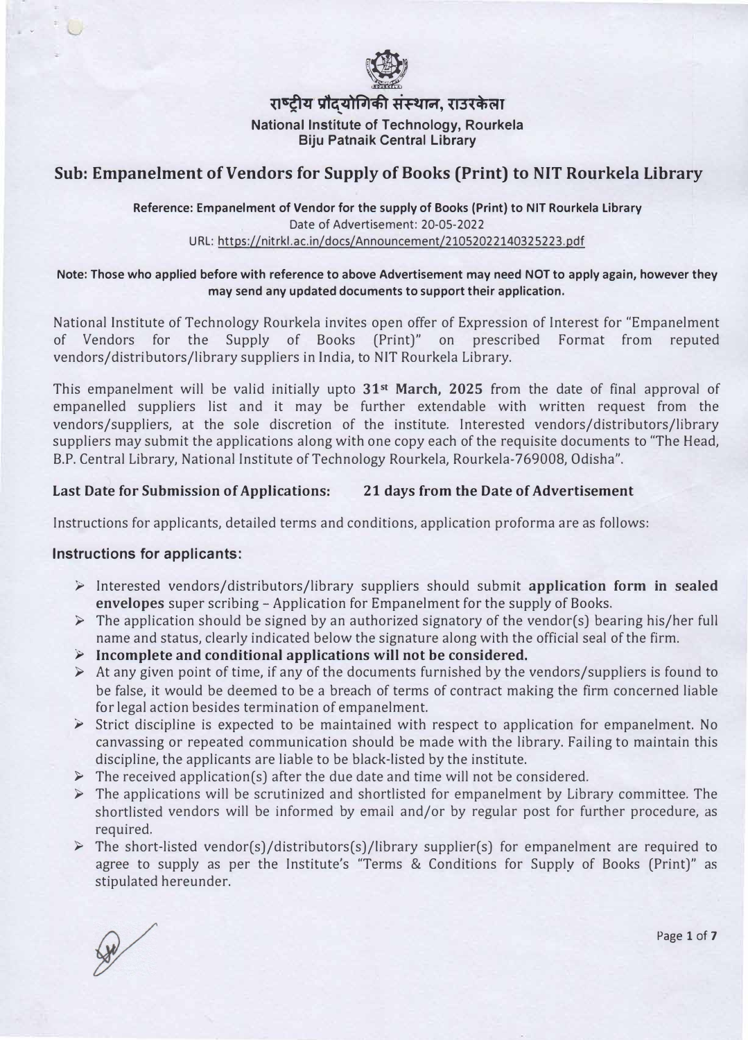राष्ट्रीय प्रौद्योगिकी संस्थान, राउरकेला

**National Institute of Technology, Rourkela**
**Biju Patnaik Central Library**

## Sub: Empanelment of Vendors for Supply of Books (Print) to NIT Rourkela Library

**Reference: Empanelment of Vendor for the supply of Books (Print) to NIT Rourkela Library**
Date of Advertisement: 20-05-2022
URL: https://nitrkl.ac.in/docs/Announcement/21052022140325223.pdf

**Note: Those who applied before with reference to above Advertisement may need NOT to apply again, however they may send any updated documents to support their application.**

National Institute of Technology Rourkela invites open offer of Expression of Interest for "Empanelment of Vendors for the Supply of Books (Print)" on prescribed Format from reputed vendors/distributors/library suppliers in India, to NIT Rourkela Library.

This empanelment will be valid initially upto **31st March, 2025** from the date of final approval of empanelled suppliers list and it may be further extendable with written request from the vendors/suppliers, at the sole discretion of the institute. Interested vendors/distributors/library suppliers may submit the applications along with one copy each of the requisite documents to "The Head, B.P. Central Library, National Institute of Technology Rourkela, Rourkela-769008, Odisha".

**Last Date for Submission of Applications: 21 days from the Date of Advertisement**

Instructions for applicants, detailed terms and conditions, application proforma are as follows:

### Instructions for applicants:

- Interested vendors/distributors/library suppliers should submit **application form in sealed envelopes** super scribing – Application for Empanelment for the supply of Books.
- The application should be signed by an authorized signatory of the vendor(s) bearing his/her full name and status, clearly indicated below the signature along with the official seal of the firm.
- **Incomplete and conditional applications will not be considered.**
- At any given point of time, if any of the documents furnished by the vendors/suppliers is found to be false, it would be deemed to be a breach of terms of contract making the firm concerned liable for legal action besides termination of empanelment.
- Strict discipline is expected to be maintained with respect to application for empanelment. No canvassing or repeated communication should be made with the library. Failing to maintain this discipline, the applicants are liable to be black-listed by the institute.
- The received application(s) after the due date and time will not be considered.
- The applications will be scrutinized and shortlisted for empanelment by Library committee. The shortlisted vendors will be informed by email and/or by regular post for further procedure, as required.
- The short-listed vendor(s)/distributors(s)/library supplier(s) for empanelment are required to agree to supply as per the Institute's "Terms & Conditions for Supply of Books (Print)" as stipulated hereunder.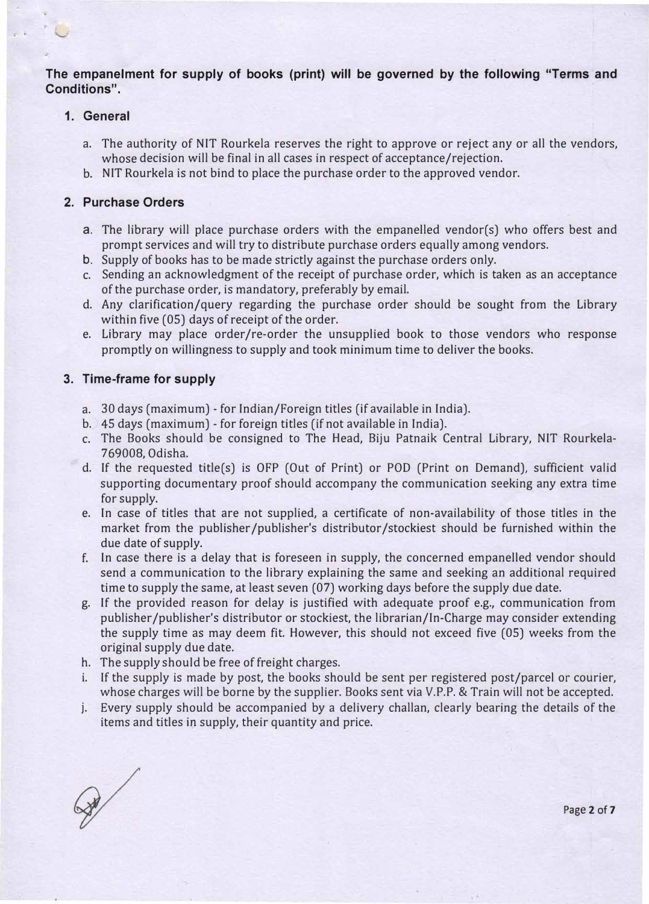**The empanelment for supply of books (print) will be governed by the following "Terms and Conditions".**

## 1. General

a. The authority of NIT Rourkela reserves the right to approve or reject any or all the vendors, whose decision will be final in all cases in respect of acceptance/rejection.

b. NIT Rourkela is not bind to place the purchase order to the approved vendor.

## 2. Purchase Orders

a. The library will place purchase orders with the empanelled vendor(s) who offers best and prompt services and will try to distribute purchase orders equally among vendors.

b. Supply of books has to be made strictly against the purchase orders only.

c. Sending an acknowledgment of the receipt of purchase order, which is taken as an acceptance of the purchase order, is mandatory, preferably by email.

d. Any clarification/query regarding the purchase order should be sought from the Library within five (05) days of receipt of the order.

e. Library may place order/re-order the unsupplied book to those vendors who response promptly on willingness to supply and took minimum time to deliver the books.

## 3. Time-frame for supply

a. 30 days (maximum) - for Indian/Foreign titles (if available in India).

b. 45 days (maximum) - for foreign titles (if not available in India).

c. The Books should be consigned to The Head, Biju Patnaik Central Library, NIT Rourkela-769008, Odisha.

d. If the requested title(s) is OFP (Out of Print) or POD (Print on Demand), sufficient valid supporting documentary proof should accompany the communication seeking any extra time for supply.

e. In case of titles that are not supplied, a certificate of non-availability of those titles in the market from the publisher/publisher's distributor/stockiest should be furnished within the due date of supply.

f. In case there is a delay that is foreseen in supply, the concerned empanelled vendor should send a communication to the library explaining the same and seeking an additional required time to supply the same, at least seven (07) working days before the supply due date.

g. If the provided reason for delay is justified with adequate proof e.g., communication from publisher/publisher's distributor or stockiest, the librarian/In-Charge may consider extending the supply time as may deem fit. However, this should not exceed five (05) weeks from the original supply due date.

h. The supply should be free of freight charges.

i. If the supply is made by post, the books should be sent per registered post/parcel or courier, whose charges will be borne by the supplier. Books sent via V.P.P. & Train will not be accepted.

j. Every supply should be accompanied by a delivery challan, clearly bearing the details of the items and titles in supply, their quantity and price.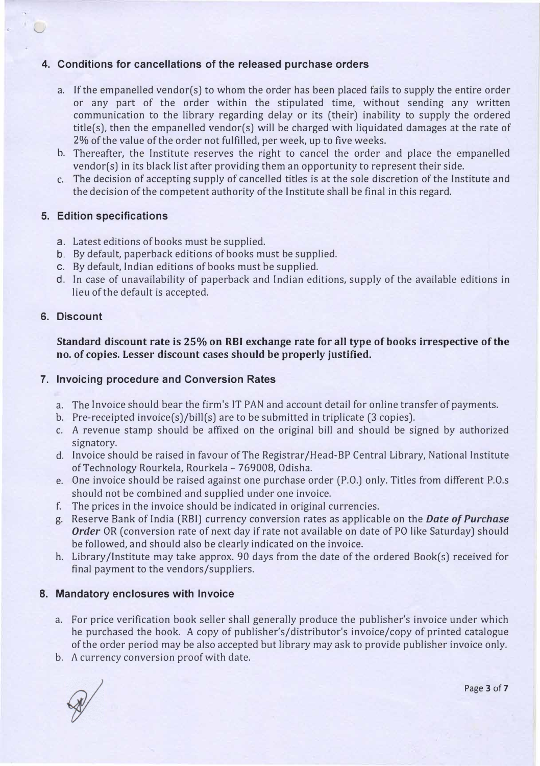## 4. Conditions for cancellations of the released purchase orders

a. If the empanelled vendor(s) to whom the order has been placed fails to supply the entire order or any part of the order within the stipulated time, without sending any written communication to the library regarding delay or its (their) inability to supply the ordered title(s), then the empanelled vendor(s) will be charged with liquidated damages at the rate of 2% of the value of the order not fulfilled, per week, up to five weeks.
b. Thereafter, the Institute reserves the right to cancel the order and place the empanelled vendor(s) in its black list after providing them an opportunity to represent their side.
c. The decision of accepting supply of cancelled titles is at the sole discretion of the Institute and the decision of the competent authority of the Institute shall be final in this regard.

## 5. Edition specifications

a. Latest editions of books must be supplied.
b. By default, paperback editions of books must be supplied.
c. By default, Indian editions of books must be supplied.
d. In case of unavailability of paperback and Indian editions, supply of the available editions in lieu of the default is accepted.

## 6. Discount

**Standard discount rate is 25% on RBI exchange rate for all type of books irrespective of the no. of copies. Lesser discount cases should be properly justified.**

## 7. Invoicing procedure and Conversion Rates

a. The Invoice should bear the firm's IT PAN and account detail for online transfer of payments.
b. Pre-receipted invoice(s)/bill(s) are to be submitted in triplicate (3 copies).
c. A revenue stamp should be affixed on the original bill and should be signed by authorized signatory.
d. Invoice should be raised in favour of The Registrar/Head-BP Central Library, National Institute of Technology Rourkela, Rourkela - 769008, Odisha.
e. One invoice should be raised against one purchase order (P.O.) only. Titles from different P.O.s should not be combined and supplied under one invoice.
f. The prices in the invoice should be indicated in original currencies.
g. Reserve Bank of India (RBI) currency conversion rates as applicable on the ***Date of Purchase Order*** OR (conversion rate of next day if rate not available on date of PO like Saturday) should be followed, and should also be clearly indicated on the invoice.
h. Library/Institute may take approx. 90 days from the date of the ordered Book(s) received for final payment to the vendors/suppliers.

## 8. Mandatory enclosures with Invoice

a. For price verification book seller shall generally produce the publisher's invoice under which he purchased the book. A copy of publisher's/distributor's invoice/copy of printed catalogue of the order period may be also accepted but library may ask to provide publisher invoice only.
b. A currency conversion proof with date.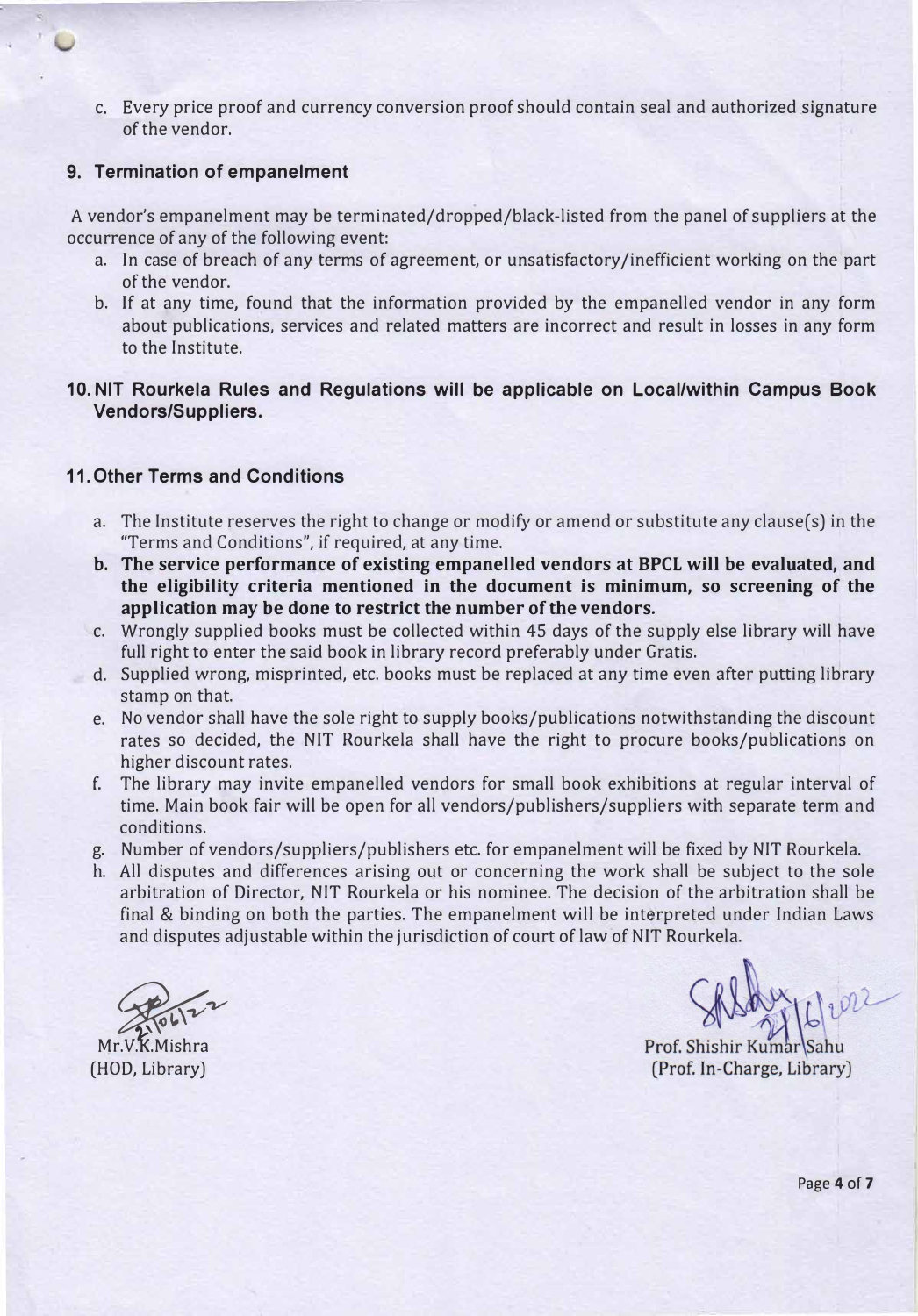c. Every price proof and currency conversion proof should contain seal and authorized signature of the vendor.

## 9. Termination of empanelment

A vendor's empanelment may be terminated/dropped/black-listed from the panel of suppliers at the occurrence of any of the following event:

a. In case of breach of any terms of agreement, or unsatisfactory/inefficient working on the part of the vendor.
b. If at any time, found that the information provided by the empanelled vendor in any form about publications, services and related matters are incorrect and result in losses in any form to the Institute.

## 10. NIT Rourkela Rules and Regulations will be applicable on Local/within Campus Book Vendors/Suppliers.

## 11. Other Terms and Conditions

a. The Institute reserves the right to change or modify or amend or substitute any clause(s) in the "Terms and Conditions", if required, at any time.
b. **The service performance of existing empanelled vendors at BPCL will be evaluated, and the eligibility criteria mentioned in the document is minimum, so screening of the application may be done to restrict the number of the vendors.**
c. Wrongly supplied books must be collected within 45 days of the supply else library will have full right to enter the said book in library record preferably under Gratis.
d. Supplied wrong, misprinted, etc. books must be replaced at any time even after putting library stamp on that.
e. No vendor shall have the sole right to supply books/publications notwithstanding the discount rates so decided, the NIT Rourkela shall have the right to procure books/publications on higher discount rates.
f. The library may invite empanelled vendors for small book exhibitions at regular interval of time. Main book fair will be open for all vendors/publishers/suppliers with separate term and conditions.
g. Number of vendors/suppliers/publishers etc. for empanelment will be fixed by NIT Rourkela.
h. All disputes and differences arising out or concerning the work shall be subject to the sole arbitration of Director, NIT Rourkela or his nominee. The decision of the arbitration shall be final & binding on both the parties. The empanelment will be interpreted under Indian Laws and disputes adjustable within the jurisdiction of court of law of NIT Rourkela.

21/06/22
Mr.V.K.Mishra
(HOD, Library)

24/6/2022
Prof. Shishir Kumar Sahu
(Prof. In-Charge, Library)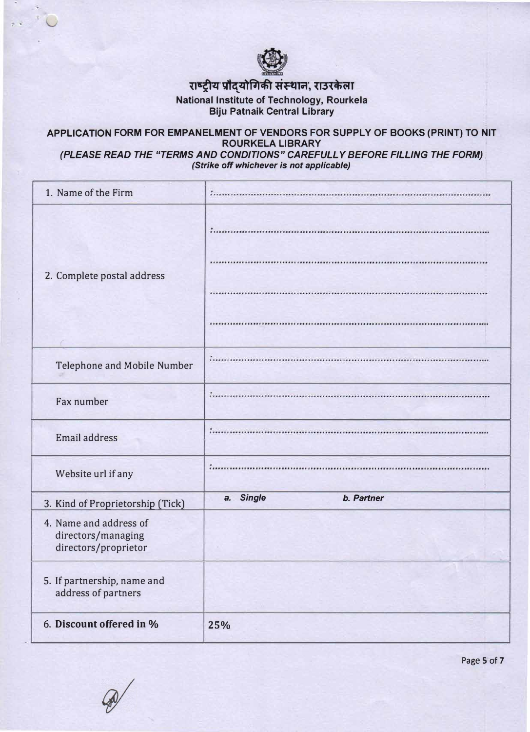राष्ट्रीय प्रौद्योगिकी संस्थान, राउरकेला

National Institute of Technology, Rourkela

Biju Patnaik Central Library

## APPLICATION FORM FOR EMPANELMENT OF VENDORS FOR SUPPLY OF BOOKS (PRINT) TO NIT ROURKELA LIBRARY

***(PLEASE READ THE "TERMS AND CONDITIONS" CAREFULLY BEFORE FILLING THE FORM)***

***(Strike off whichever is not applicable)***

| | |
|---|---|
| 1. Name of the Firm | :................................................................................................ |
| 2. Complete postal address | :................................................................................................<br>................................................................................................<br>................................................................................................<br>................................................................................................ |
| Telephone and Mobile Number | :................................................................................................ |
| Fax number | :................................................................................................ |
| Email address | :................................................................................................ |
| Website url if any | :................................................................................................ |
| 3. Kind of Proprietorship (Tick) | *a. Single* &nbsp;&nbsp;&nbsp;&nbsp; *b. Partner* |
| 4. Name and address of directors/managing directors/proprietor | |
| 5. If partnership, name and address of partners | |
| 6. **Discount offered in %** | 25% |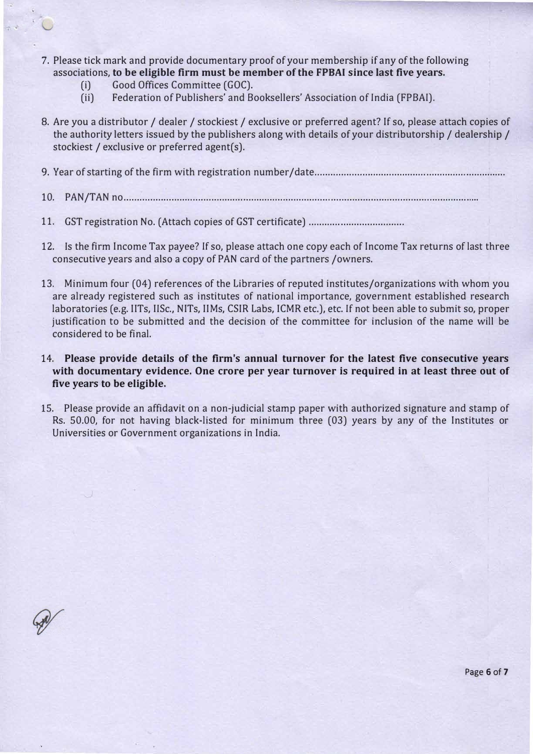7. Please tick mark and provide documentary proof of your membership if any of the following associations, **to be eligible firm must be member of the FPBAI since last five years.**
   - (i) Good Offices Committee (GOC).
   - (ii) Federation of Publishers' and Booksellers' Association of India (FPBAI).

8. Are you a distributor / dealer / stockiest / exclusive or preferred agent? If so, please attach copies of the authority letters issued by the publishers along with details of your distributorship / dealership / stockiest / exclusive or preferred agent(s).

9. Year of starting of the firm with registration number/date........................................................................

10. PAN/TAN no........................................................................................................................................

11. GST registration No. (Attach copies of GST certificate) ....................................

12. Is the firm Income Tax payee? If so, please attach one copy each of Income Tax returns of last three consecutive years and also a copy of PAN card of the partners /owners.

13. Minimum four (04) references of the Libraries of reputed institutes/organizations with whom you are already registered such as institutes of national importance, government established research laboratories (e.g. IITs, IISc., NITs, IIMs, CSIR Labs, ICMR etc.), etc. If not been able to submit so, proper justification to be submitted and the decision of the committee for inclusion of the name will be considered to be final.

14. **Please provide details of the firm's annual turnover for the latest five consecutive years with documentary evidence. One crore per year turnover is required in at least three out of five years to be eligible.**

15. Please provide an affidavit on a non-judicial stamp paper with authorized signature and stamp of Rs. 50.00, for not having black-listed for minimum three (03) years by any of the Institutes or Universities or Government organizations in India.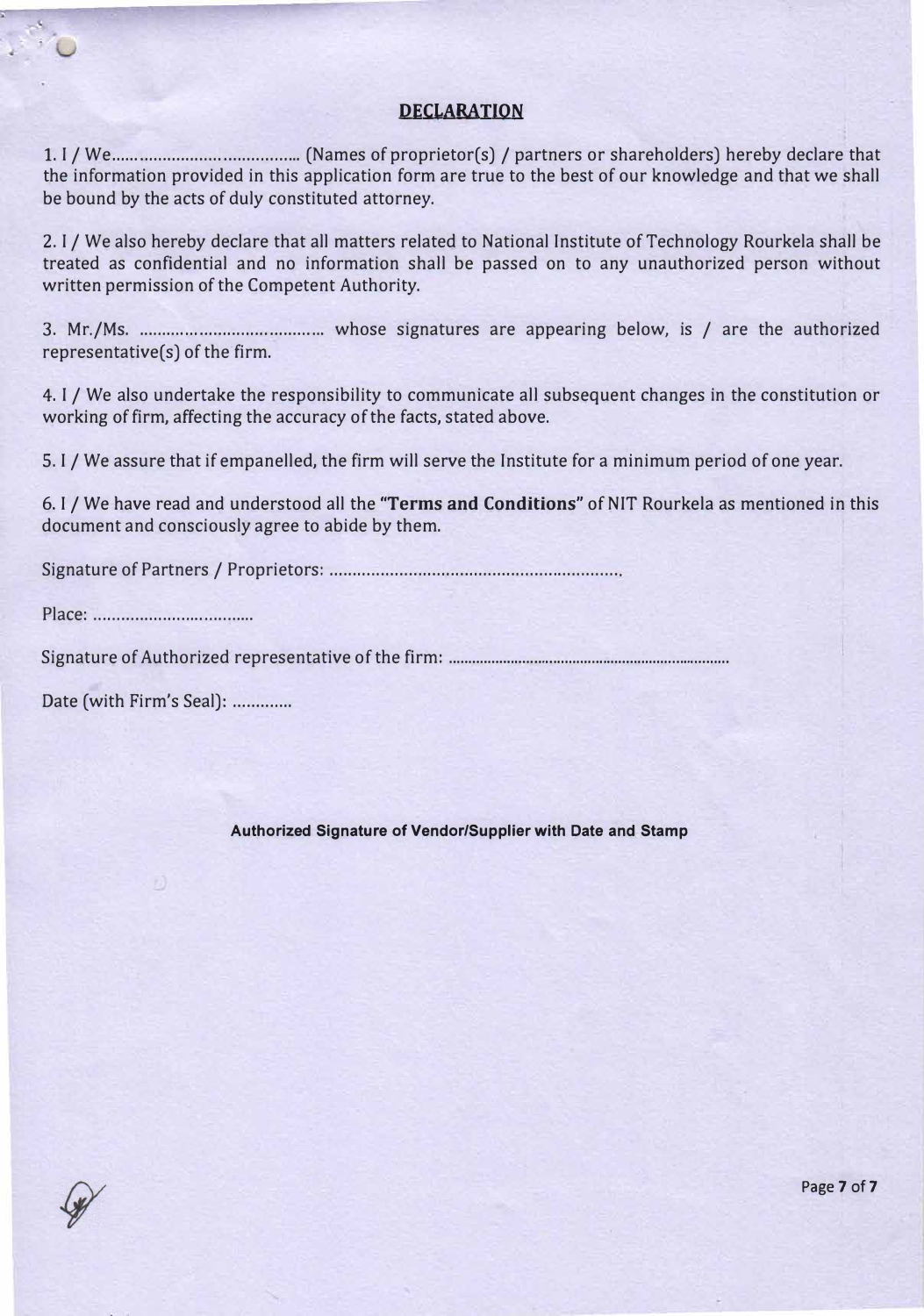## DECLARATION

1. I / We.......................................... (Names of proprietor(s) / partners or shareholders) hereby declare that the information provided in this application form are true to the best of our knowledge and that we shall be bound by the acts of duly constituted attorney.

2. I / We also hereby declare that all matters related to National Institute of Technology Rourkela shall be treated as confidential and no information shall be passed on to any unauthorized person without written permission of the Competent Authority.

3. Mr./Ms. .......................................... whose signatures are appearing below, is / are the authorized representative(s) of the firm.

4. I / We also undertake the responsibility to communicate all subsequent changes in the constitution or working of firm, affecting the accuracy of the facts, stated above.

5. I / We assure that if empanelled, the firm will serve the Institute for a minimum period of one year.

6. I / We have read and understood all the **"Terms and Conditions"** of NIT Rourkela as mentioned in this document and consciously agree to abide by them.

Signature of Partners / Proprietors: ...............................................................

Place: ...................................

Signature of Authorized representative of the firm: ........................................................................

Date (with Firm's Seal): .............

**Authorized Signature of Vendor/Supplier with Date and Stamp**